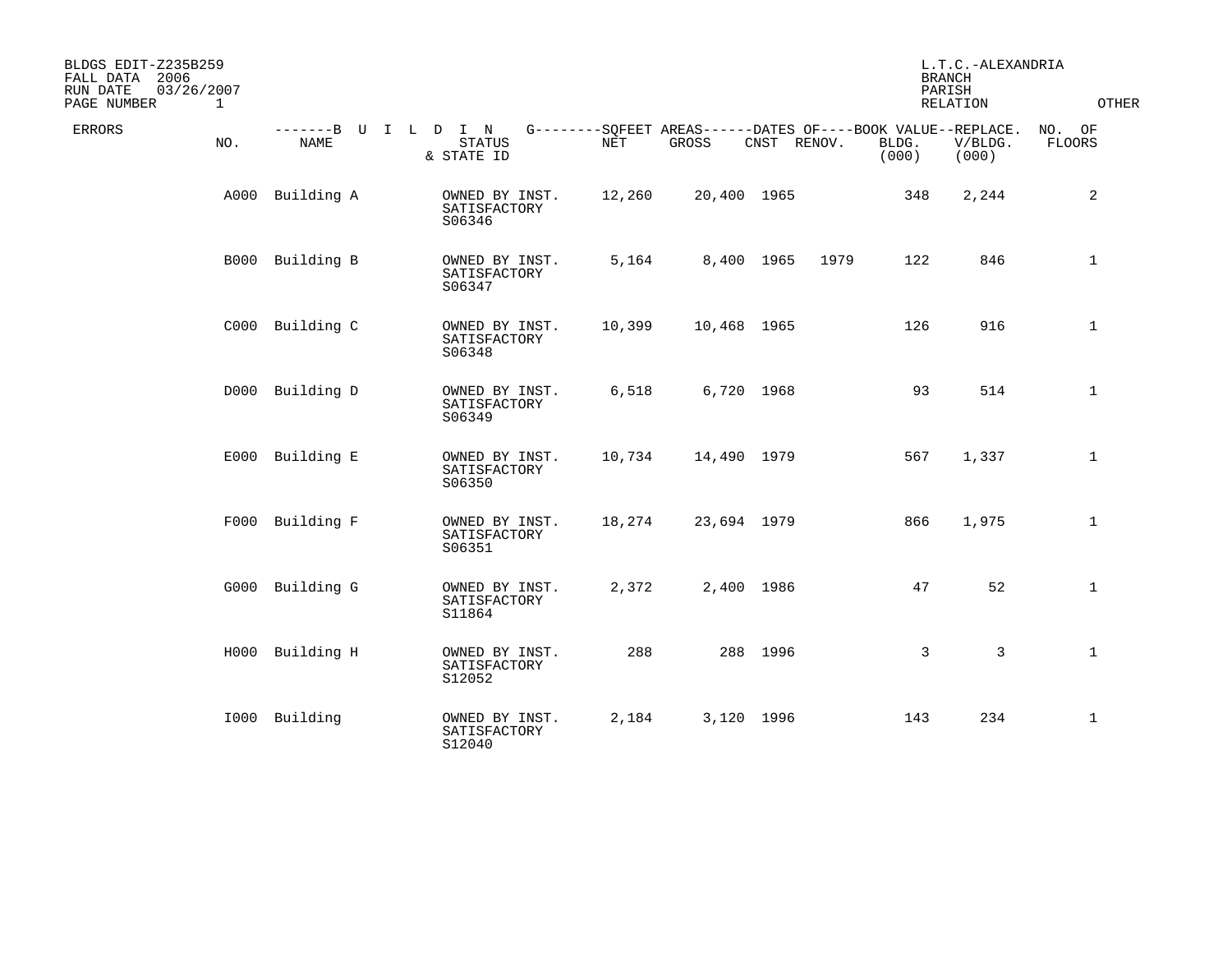BLDGS EDIT-Z235B259
FALL DATA 2006
RUN DATE 03/26/2007
PAGE NUMBER 1

L.T.C.-ALEXANDRIA
BRANCH
PARISH
RELATION OTHER

| ERRORS | NO. | NAME | STATUS & STATE ID | NET | GROSS | CNST | RENOV. | BLDG. (000) | REPLACE. V/BLDG. (000) | NO. OF FLOORS |
|---|---|---|---|---|---|---|---|---|---|---|
| | A000 | Building A | OWNED BY INST. SATISFACTORY S06346 | 12,260 | 20,400 | 1965 | | 348 | 2,244 | 2 |
| | B000 | Building B | OWNED BY INST. SATISFACTORY S06347 | 5,164 | 8,400 | 1965 | 1979 | 122 | 846 | 1 |
| | C000 | Building C | OWNED BY INST. SATISFACTORY S06348 | 10,399 | 10,468 | 1965 | | 126 | 916 | 1 |
| | D000 | Building D | OWNED BY INST. SATISFACTORY S06349 | 6,518 | 6,720 | 1968 | | 93 | 514 | 1 |
| | E000 | Building E | OWNED BY INST. SATISFACTORY S06350 | 10,734 | 14,490 | 1979 | | 567 | 1,337 | 1 |
| | F000 | Building F | OWNED BY INST. SATISFACTORY S06351 | 18,274 | 23,694 | 1979 | | 866 | 1,975 | 1 |
| | G000 | Building G | OWNED BY INST. SATISFACTORY S11864 | 2,372 | 2,400 | 1986 | | 47 | 52 | 1 |
| | H000 | Building H | OWNED BY INST. SATISFACTORY S12052 | 288 | 288 | 1996 | | 3 | 3 | 1 |
| | I000 | Building | OWNED BY INST. SATISFACTORY S12040 | 2,184 | 3,120 | 1996 | | 143 | 234 | 1 |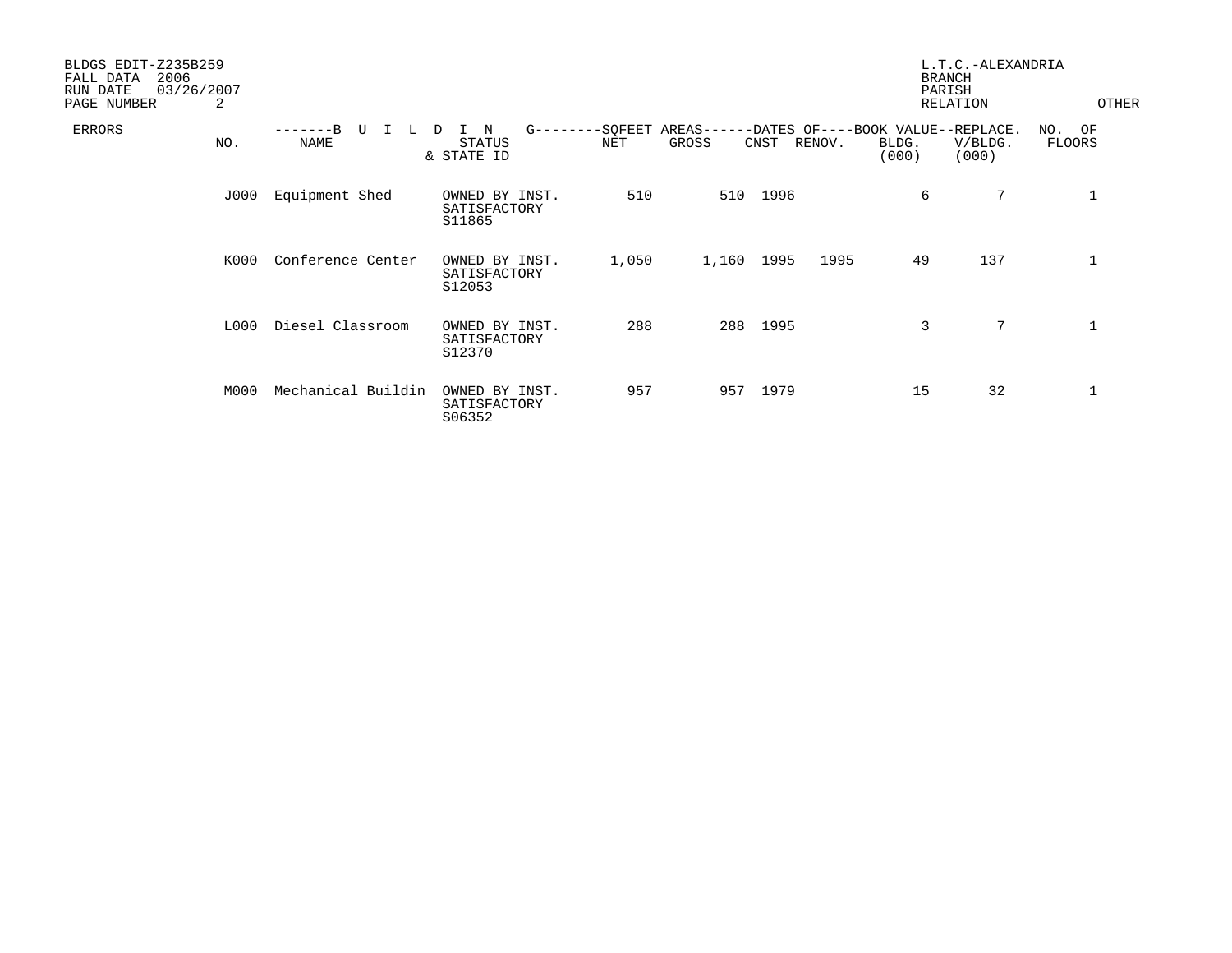BLDGS EDIT-Z235B259
FALL DATA 2006
RUN DATE 03/26/2007
PAGE NUMBER 2

L.T.C.-ALEXANDRIA
BRANCH
PARISH
RELATION OTHER

| ERRORS | NO. | -------B U I L D I N G-------- NAME | STATUS & STATE ID | SQFEET AREAS NET | GROSS | DATES OF CNST | RENOV. | BOOK VALUE BLDG. (000) | REPLACE. V/BLDG. (000) | NO. OF FLOORS |
|---|---|---|---|---|---|---|---|---|---|---|
| | J000 | Equipment Shed | OWNED BY INST. SATISFACTORY S11865 | 510 | 510 | 1996 | | 6 | 7 | 1 |
| | K000 | Conference Center | OWNED BY INST. SATISFACTORY S12053 | 1,050 | 1,160 | 1995 | 1995 | 49 | 137 | 1 |
| | L000 | Diesel Classroom | OWNED BY INST. SATISFACTORY S12370 | 288 | 288 | 1995 | | 3 | 7 | 1 |
| | M000 | Mechanical Buildin | OWNED BY INST. SATISFACTORY S06352 | 957 | 957 | 1979 | | 15 | 32 | 1 |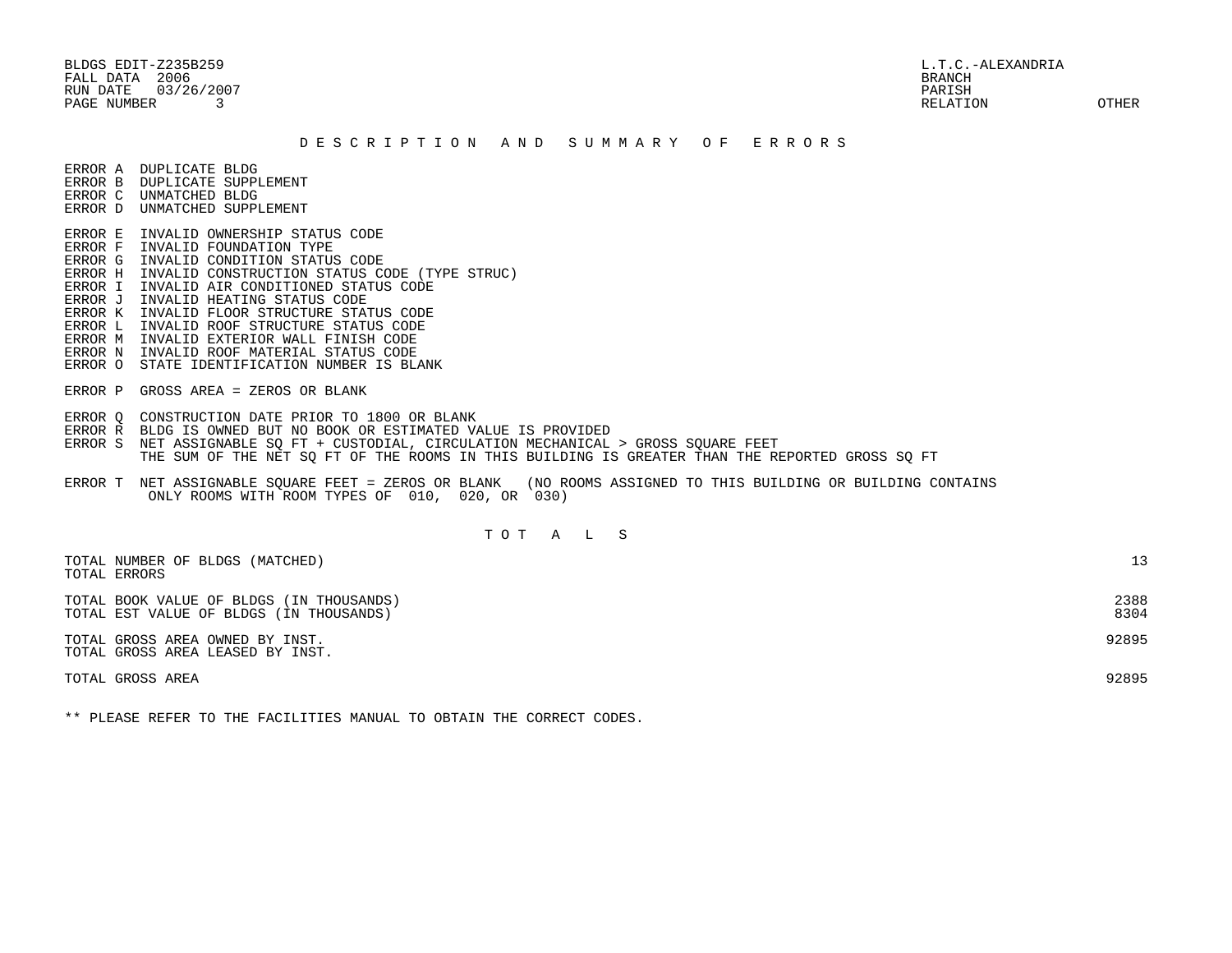BLDGS EDIT-Z235B259
FALL DATA 2006
RUN DATE 03/26/2007
PAGE NUMBER 3

L.T.C.-ALEXANDRIA
BRANCH
PARISH
RELATION OTHER

## D E S C R I P T I O N  A N D  S U M M A R Y  O F  E R R O R S

ERROR A DUPLICATE BLDG
ERROR B DUPLICATE SUPPLEMENT
ERROR C UNMATCHED BLDG
ERROR D UNMATCHED SUPPLEMENT

ERROR E INVALID OWNERSHIP STATUS CODE
ERROR F INVALID FOUNDATION TYPE
ERROR G INVALID CONDITION STATUS CODE
ERROR H INVALID CONSTRUCTION STATUS CODE (TYPE STRUC)
ERROR I INVALID AIR CONDITIONED STATUS CODE
ERROR J INVALID HEATING STATUS CODE
ERROR K INVALID FLOOR STRUCTURE STATUS CODE
ERROR L INVALID ROOF STRUCTURE STATUS CODE
ERROR M INVALID EXTERIOR WALL FINISH CODE
ERROR N INVALID ROOF MATERIAL STATUS CODE
ERROR O STATE IDENTIFICATION NUMBER IS BLANK

ERROR P GROSS AREA = ZEROS OR BLANK

ERROR Q CONSTRUCTION DATE PRIOR TO 1800 OR BLANK
ERROR R BLDG IS OWNED BUT NO BOOK OR ESTIMATED VALUE IS PROVIDED
ERROR S NET ASSIGNABLE SQ FT + CUSTODIAL, CIRCULATION MECHANICAL > GROSS SQUARE FEET
THE SUM OF THE NET SQ FT OF THE ROOMS IN THIS BUILDING IS GREATER THAN THE REPORTED GROSS SQ FT

ERROR T NET ASSIGNABLE SQUARE FEET = ZEROS OR BLANK (NO ROOMS ASSIGNED TO THIS BUILDING OR BUILDING CONTAINS ONLY ROOMS WITH ROOM TYPES OF 010, 020, OR 030)

## T O T A L S

| | |
|---|---|
| TOTAL NUMBER OF BLDGS (MATCHED) | 13 |
| TOTAL ERRORS | |
| TOTAL BOOK VALUE OF BLDGS (IN THOUSANDS) | 2388 |
| TOTAL EST VALUE OF BLDGS (IN THOUSANDS) | 8304 |
| TOTAL GROSS AREA OWNED BY INST. | 92895 |
| TOTAL GROSS AREA LEASED BY INST. | |
| TOTAL GROSS AREA | 92895 |

** PLEASE REFER TO THE FACILITIES MANUAL TO OBTAIN THE CORRECT CODES.